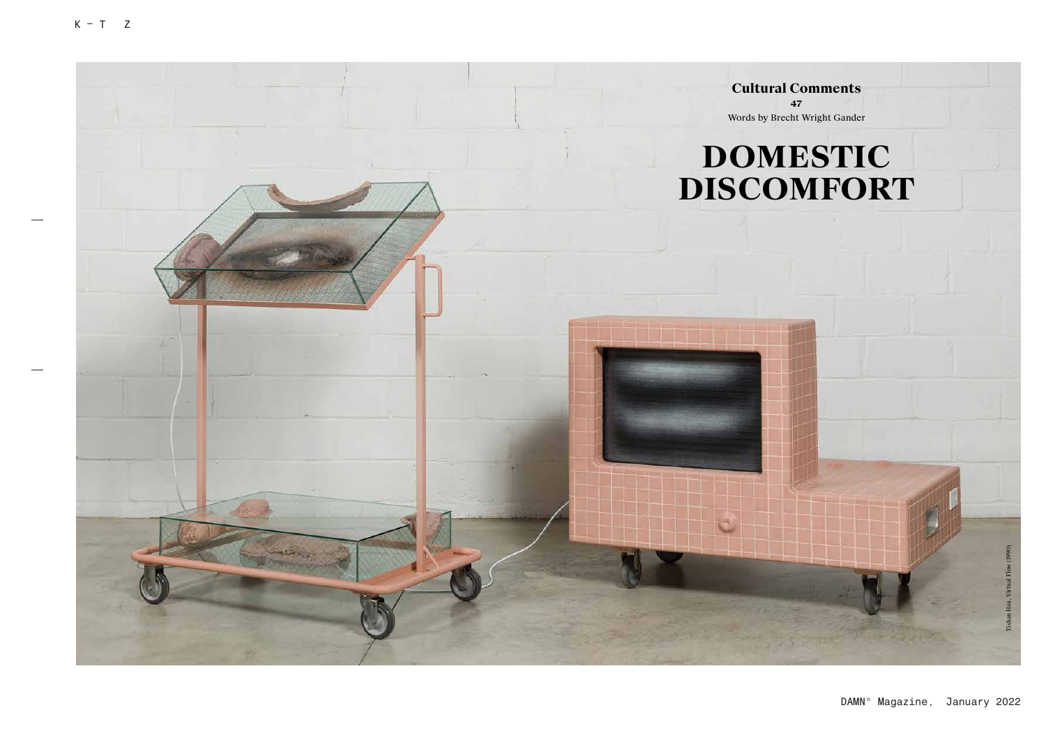**Cultural Comments**

**47**

Words by Brecht Wright Gander

# DOMESTIC DISCOMFORT

Tishan Hsu, Virtual Flow (1990)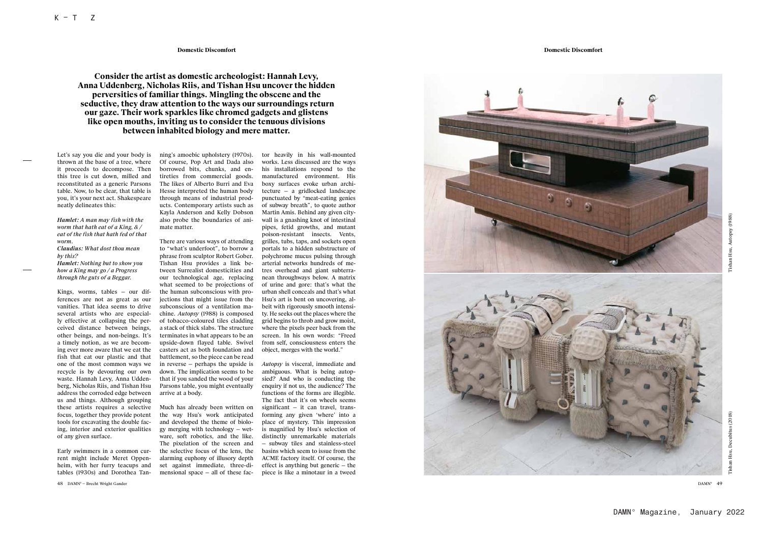**Consider the artist as domestic archeologist: Hannah Levy, Anna Uddenberg, Nicholas Riis, and Tishan Hsu uncover the hidden perversities of familiar things. Mingling the obscene and the seductive, they draw attention to the ways our surroundings return our gaze. Their work sparkles like chromed gadgets and glistens like open mouths, inviting us to consider the tenuous divisions between inhabited biology and mere matter.**

Let's say you die and your body is thrown at the base of a tree, where it proceeds to decompose. Then this tree is cut down, milled and reconstituted as a generic Parsons table. Now, to be clear, that table is you, it's your next act. Shakespeare neatly delineates this:

*Hamlet: A man may fish with the worm that hath eat of a King, & / eat of the fish that hath fed of that worm.*
*Claudius: What dost thou mean by this?*
*Hamlet: Nothing but to show you how a King may go / a Progress through the guts of a Beggar.*

Kings, worms, tables – our differences are not as great as our vanities. That idea seems to drive several artists who are especially effective at collapsing the perceived distance between beings, other beings, and non-beings. It's a timely notion, as we are becoming ever more aware that we eat the fish that eat our plastic and that one of the most common ways we recycle is by devouring our own waste. Hannah Levy, Anna Uddenberg, Nicholas Riis, and Tishan Hsu address the corroded edge between us and things. Although grouping these artists requires a selective focus, together they provide potent tools for excavating the double facing, interior and exterior qualities of any given surface.

Early swimmers in a common current might include Meret Oppenheim, with her furry teacups and tables (1930s) and Dorothea Tanning's amoebic upholstery (1970s). Of course, Pop Art and Dada also borrowed bits, chunks, and entireties from commercial goods. The likes of Alberto Burri and Eva Hesse interpreted the human body through means of industrial products. Contemporary artists such as Kayla Anderson and Kelly Dobson also probe the boundaries of animate matter.

There are various ways of attending to "what's underfoot", to borrow a phrase from sculptor Robert Gober. Tishan Hsu provides a link between Surrealist domesticities and our technological age, replacing what seemed to be projections of the human subconscious with projections that might issue from the subconscious of a ventilation machine. *Autopsy* (1988) is composed of tobacco-coloured tiles cladding a stack of thick slabs. The structure terminates in what appears to be an upside-down flayed table. Swivel casters act as both foundation and battlement, so the piece can be read in reverse – perhaps the upside is down. The implication seems to be that if you sanded the wood of your Parsons table, you might eventually arrive at a body.

Much has already been written on the way Hsu's work anticipated and developed the theme of biology merging with technology – wetware, soft robotics, and the like. The pixelation of the screen and the selective focus of the lens, the alarming euphony of illusory depth set against immediate, three-dimensional space – all of these factor heavily in his wall-mounted works. Less discussed are the ways his installations respond to the manufactured environment. His boxy surfaces evoke urban architecture – a gridlocked landscape punctuated by "meat-eating genies of subway breath", to quote author Martin Amis. Behind any given city-wall is a gnashing knot of intestinal pipes, fetid growths, and mutant poison-resistant insects. Vents, grilles, tubs, taps, and sockets open portals to a hidden substructure of polychrome mucus pulsing through arterial networks hundreds of metres overhead and giant subterranean throughways below. A matrix of urine and gore: that's what the urban shell conceals and that's what Hsu's art is bent on uncovering, albeit with rigorously smooth intensity. He seeks out the places where the grid begins to throb and grow moist, where the pixels peer back from the screen. In his own words: "Freed from self, consciousness enters the object, merges with the world."

*Autopsy* is visceral, immediate and ambiguous. What is being autopsied? And who is conducting the enquiry if not us, the audience? The functions of the forms are illegible. The fact that it's on wheels seems significant – it can travel, transforming any given 'where' into a place of mystery. This impression is magnified by Hsu's selection of distinctly unremarkable materials – subway tiles and stainless-steel basins which seem to issue from the ACME factory itself. Of course, the effect is anything but generic – the piece is like a minotaur in a tweed

Tishan Hsu, Autopsy (1988)

Tishan Hsu, Decubitus (2018)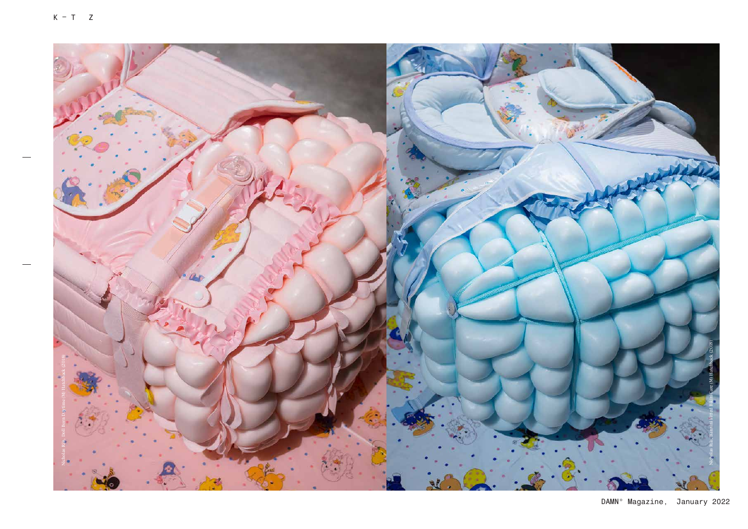Nicholas Bijs, Doll Born Daytime (M) Hatchback (2018)

Nicholas Bijs, Bambini Fitted BikiniCare (M) Hatchback (2018)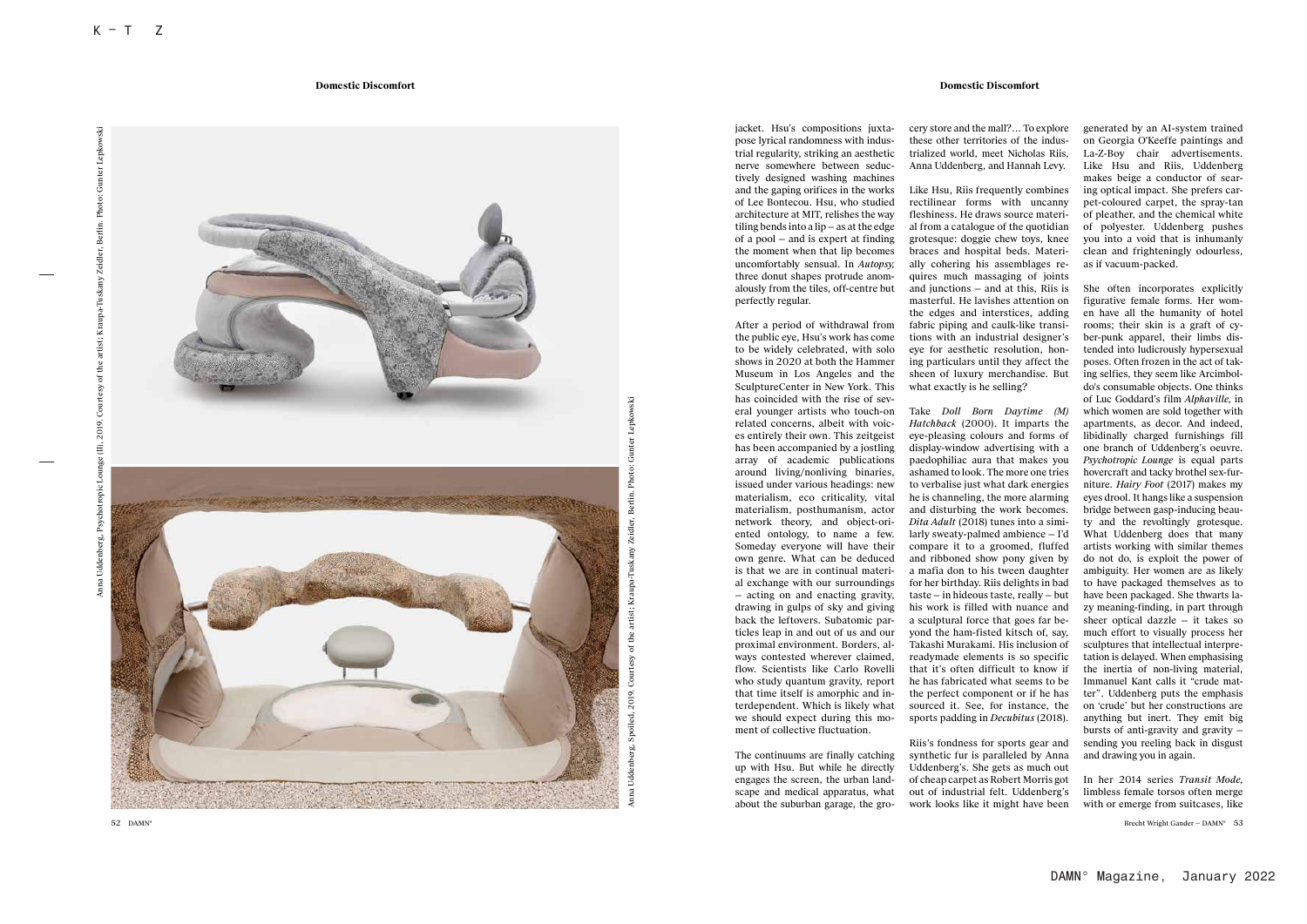Anna Uddenberg, Psychotropic Lounge (II), 2019. Courtesy of the artist; Kraupa-Tuskany Zeidler, Berlin. Photo: Gunter Lepkowski

Anna Uddenberg, Spoiled, 2019. Courtesy of the artist; Kraupa-Tuskany Zeidler, Berlin. Photo: Gunter Lepkowski

jacket. Hsu's compositions juxtapose lyrical randomness with industrial regularity, striking an aesthetic nerve somewhere between seductively designed washing machines and the gaping orifices in the works of Lee Bontecou. Hsu, who studied architecture at MIT, relishes the way tiling bends into a lip – as at the edge of a pool – and is expert at finding the moment when that lip becomes uncomfortably sensual. In *Autopsy,* three donut shapes protrude anomalously from the tiles, off-centre but perfectly regular.

After a period of withdrawal from the public eye, Hsu's work has come to be widely celebrated, with solo shows in 2020 at both the Hammer Museum in Los Angeles and the SculptureCenter in New York. This has coincided with the rise of several younger artists who touch-on related concerns, albeit with voices entirely their own. This zeitgeist has been accompanied by a jostling array of academic publications around living/nonliving binaries, issued under various headings: new materialism, eco criticality, vital materialism, posthumanism, actor network theory, and object-oriented ontology, to name a few. Someday everyone will have their own genre. What can be deduced is that we are in continual material exchange with our surroundings – acting on and enacting gravity, drawing in gulps of sky and giving back the leftovers. Subatomic particles leap in and out of us and our proximal environment. Borders, always contested wherever claimed, flow. Scientists like Carlo Rovelli who study quantum gravity, report that time itself is amorphic and interdependent. Which is likely what we should expect during this moment of collective fluctuation.

The continuums are finally catching up with Hsu. But while he directly engages the screen, the urban landscape and medical apparatus, what about the suburban garage, the grocery store and the mall?… To explore these other territories of the industrialized world, meet Nicholas Riis, Anna Uddenberg, and Hannah Levy.

Like Hsu, Riis frequently combines rectilinear forms with uncanny fleshiness. He draws source material from a catalogue of the quotidian grotesque: doggie chew toys, knee braces and hospital beds. Materially cohering his assemblages requires much massaging of joints and junctions – and at this, Riis is masterful. He lavishes attention on the edges and interstices, adding fabric piping and caulk-like transitions with an industrial designer's eye for aesthetic resolution, honing particulars until they affect the sheen of luxury merchandise. But what exactly is he selling?

Take *Doll Born Daytime (M) Hatchback* (2000). It imparts the eye-pleasing colours and forms of display-window advertising with a paedophiliac aura that makes you ashamed to look. The more one tries to verbalise just what dark energies he is channeling, the more alarming and disturbing the work becomes. *Dita Adult* (2018) tunes into a similarly sweaty-palmed ambience – I'd compare it to a groomed, fluffed and ribboned show pony given by a mafia don to his tween daughter for her birthday. Riis delights in bad taste – in hideous taste, really – but his work is filled with nuance and a sculptural force that goes far beyond the ham-fisted kitsch of, say, Takashi Murakami. His inclusion of readymade elements is so specific that it's often difficult to know if he has fabricated what seems to be the perfect component or if he has sourced it. See, for instance, the sports padding in *Decubitus* (2018).

Riis's fondness for sports gear and synthetic fur is paralleled by Anna Uddenberg's. She gets as much out of cheap carpet as Robert Morris got out of industrial felt. Uddenberg's work looks like it might have been generated by an AI-system trained on Georgia O'Keeffe paintings and La-Z-Boy chair advertisements. Like Hsu and Riis, Uddenberg makes beige a conductor of searing optical impact. She prefers carpet-coloured carpet, the spray-tan of pleather, and the chemical white of polyester. Uddenberg pushes you into a void that is inhumanly clean and frighteningly odourless, as if vacuum-packed.

She often incorporates explicitly figurative female forms. Her women have all the humanity of hotel rooms; their skin is a graft of cyber-punk apparel, their limbs distended into ludicrously hypersexual poses. Often frozen in the act of taking selfies, they seem like Arcimboldo's consumable objects. One thinks of Luc Goddard's film *Alphaville,* in which women are sold together with apartments, as decor. And indeed, libidinally charged furnishings fill one branch of Uddenberg's oeuvre. *Psychotropic Lounge* is equal parts hovercraft and tacky brothel sex-furniture. *Hairy Foot* (2017) makes my eyes drool. It hangs like a suspension bridge between gasp-inducing beauty and the revoltingly grotesque. What Uddenberg does that many artists working with similar themes do not do, is exploit the power of ambiguity. Her women are as likely to have packaged themselves as to have been packaged. She thwarts lazy meaning-finding, in part through sheer optical dazzle – it takes so much effort to visually process her sculptures that intellectual interpretation is delayed. When emphasising the inertia of non-living material, Immanuel Kant calls it "crude matter". Uddenberg puts the emphasis on 'crude' but her constructions are anything but inert. They emit big bursts of anti-gravity and gravity – sending you reeling back in disgust and drawing you in again.

In her 2014 series *Transit Mode,* limbless female torsos often merge with or emerge from suitcases, like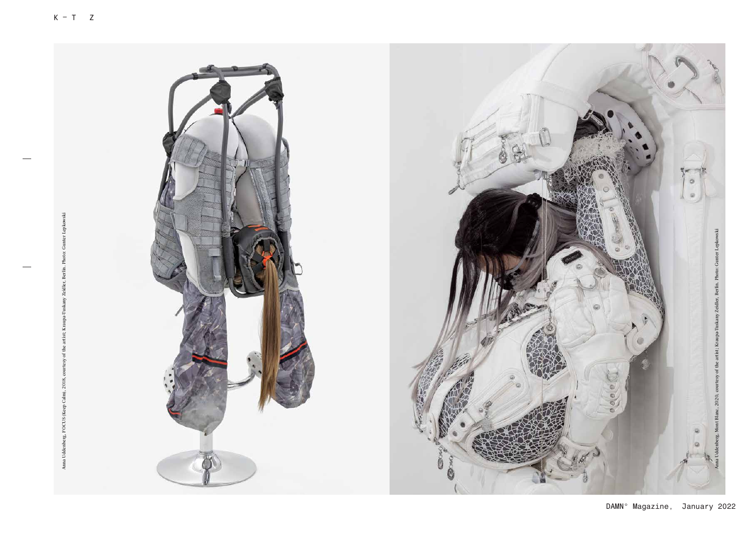Anna Uddenberg, FOCUS (Keep Calm), 2018, courtesy of the artist; Kraupa-Tuskany Zeidler, Berlin. Photo: Gunter Lepkowski

Anna Uddenberg, Mont Blanc, 2020, courtesy of the artist; Kraupa-Tuskany Zeidler, Berlin. Photo: Gunter Lepkowski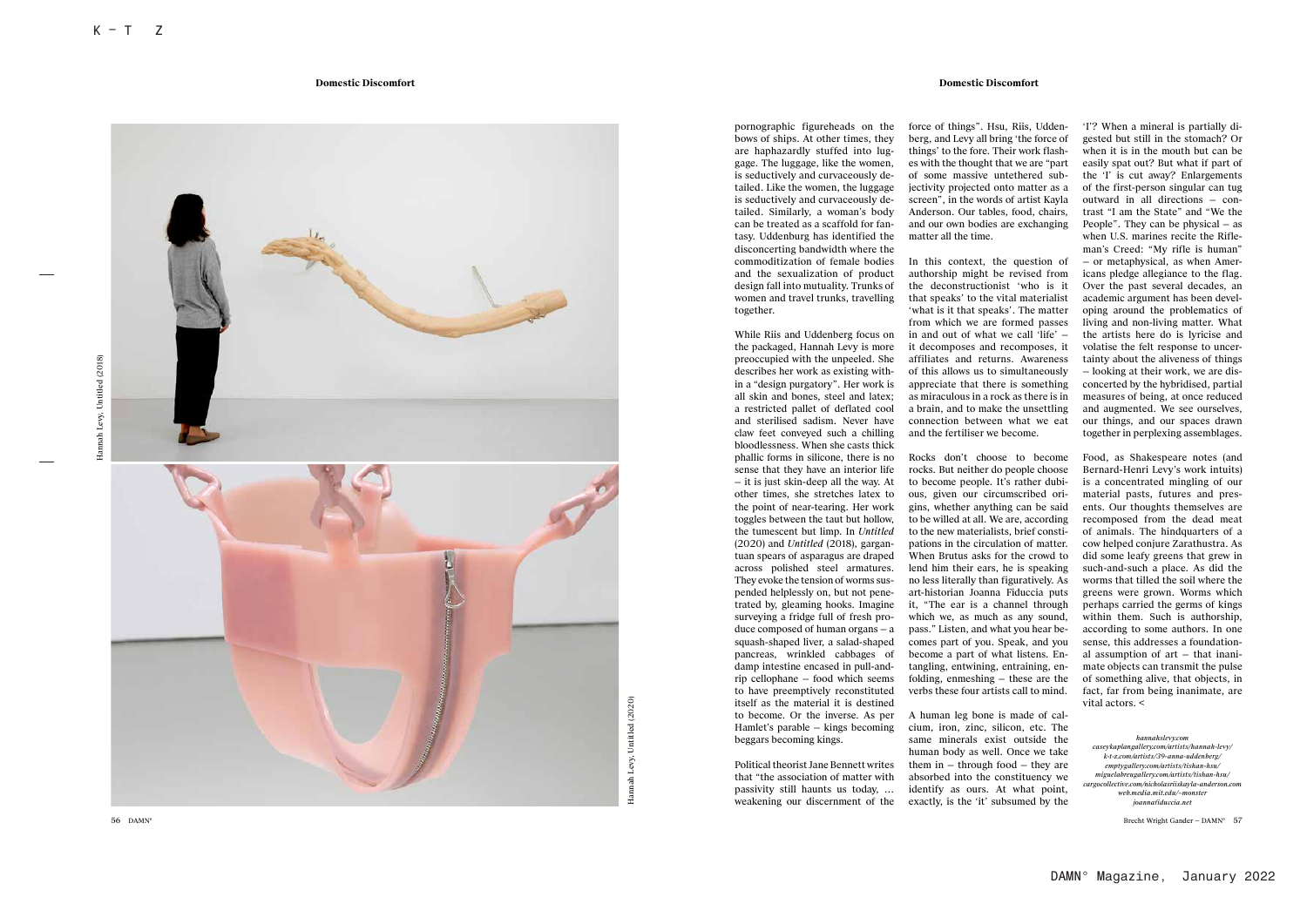Hannah Levy, Untitled (2018)

Hannah Levy, Untitled (2020)

pornographic figureheads on the bows of ships. At other times, they are haphazardly stuffed into luggage. The luggage, like the women, is seductively and curvaceously detailed. Like the women, the luggage is seductively and curvaceously detailed. Similarly, a woman's body can be treated as a scaffold for fantasy. Uddenburg has identified the disconcerting bandwidth where the commoditization of female bodies and the sexualization of product design fall into mutuality. Trunks of women and travel trunks, travelling together.

While Riis and Uddenberg focus on the packaged, Hannah Levy is more preoccupied with the unpeeled. She describes her work as existing within a "design purgatory". Her work is all skin and bones, steel and latex; a restricted pallet of deflated cool and sterilised sadism. Never have claw feet conveyed such a chilling bloodlessness. When she casts thick phallic forms in silicone, there is no sense that they have an interior life – it is just skin-deep all the way. At other times, she stretches latex to the point of near-tearing. Her work toggles between the taut but hollow, the tumescent but limp. In *Untitled* (2020) and *Untitled* (2018), gargantuan spears of asparagus are draped across polished steel armatures. They evoke the tension of worms suspended helplessly on, but not penetrated by, gleaming hooks. Imagine surveying a fridge full of fresh produce composed of human organs – a squash-shaped liver, a salad-shaped pancreas, wrinkled cabbages of damp intestine encased in pull-and-rip cellophane – food which seems to have preemptively reconstituted itself as the material it is destined to become. Or the inverse. As per Hamlet's parable – kings becoming beggars becoming kings.

Political theorist Jane Bennett writes that "the association of matter with passivity still haunts us today, … weakening our discernment of the force of things". Hsu, Riis, Uddenberg, and Levy all bring 'the force of things' to the fore. Their work flashes with the thought that we are "part of some massive untethered subjectivity projected onto matter as a screen", in the words of artist Kayla Anderson. Our tables, food, chairs, and our own bodies are exchanging matter all the time.

In this context, the question of authorship might be revised from the deconstructionist 'who is it that speaks' to the vital materialist 'what is it that speaks'. The matter from which we are formed passes in and out of what we call 'life' – it decomposes and recomposes, it affiliates and returns. Awareness of this allows us to simultaneously appreciate that there is something as miraculous in a rock as there is in a brain, and to make the unsettling connection between what we eat and the fertiliser we become.

Rocks don't choose to become rocks. But neither do people choose to become people. It's rather dubious, given our circumscribed origins, whether anything can be said to be willed at all. We are, according to the new materialists, brief constipations in the circulation of matter. When Brutus asks for the crowd to lend him their ears, he is speaking no less literally than figuratively. As art-historian Joanna Fiduccia puts it, "The ear is a channel through which we, as much as any sound, pass." Listen, and what you hear becomes part of you. Speak, and you become a part of what listens. Entangling, entwining, entraining, enfolding, enmeshing – these are the verbs these four artists call to mind.

A human leg bone is made of calcium, iron, zinc, silicon, etc. The same minerals exist outside the human body as well. Once we take them in – through food – they are absorbed into the constituency we identify as ours. At what point, exactly, is the 'it' subsumed by the 'I'? When a mineral is partially digested but still in the stomach? Or when it is in the mouth but can be easily spat out? But what if part of the 'I' is cut away? Enlargements of the first-person singular can tug outward in all directions – contrast "I am the State" and "We the People". They can be physical – as when U.S. marines recite the Rifleman's Creed: "My rifle is human" – or metaphysical, as when Americans pledge allegiance to the flag. Over the past several decades, an academic argument has been developing around the problematics of living and non-living matter. What the artists here do is lyricise and volatise the felt response to uncertainty about the aliveness of things – looking at their work, we are disconcerted by the hybridised, partial measures of being, at once reduced and augmented. We see ourselves, our things, and our spaces drawn together in perplexing assemblages.

Food, as Shakespeare notes (and Bernard-Henri Levy's work intuits) is a concentrated mingling of our material pasts, futures and presents. Our thoughts themselves are recomposed from the dead meat of animals. The hindquarters of a cow helped conjure Zarathustra. As did some leafy greens that grew in such-and-such a place. As did the worms that tilled the soil where the greens were grown. Worms which perhaps carried the germs of kings within them. Such is authorship, according to some authors. In one sense, this addresses a foundational assumption of art – that inanimate objects can transmit the pulse of something alive, that objects, in fact, far from being inanimate, are vital actors. <

*hannahslevy.com*
*caseykaplangallery.com/artists/hannah-levy/*
*k-t-z.com/artists/39-anna-uddenberg/*
*emptygallery.com/artists/tishan-hsu/*
*miguelabreugallery.com/artists/tishan-hsu/*
*cargocollective.com/nicholasriiskayla-anderson.com*
*web.media.mit.edu/~monster*
*joannafiduccia.net*

Brecht Wright Gander – DAMN°

DAMN° Magazine, January 2022